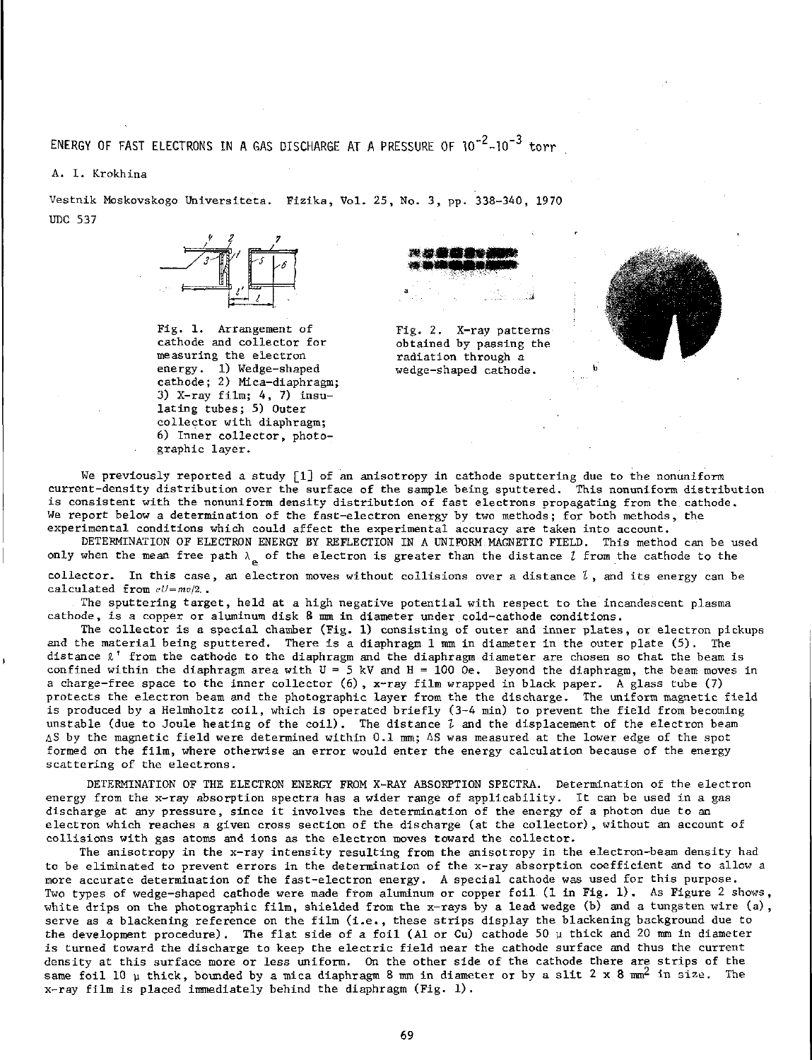# ENERGY OF FAST ELECTRONS IN A GAS DISCHARGE AT A PRESSURE OF $10^{-2}$–$10^{-3}$ torr

A. I. Krokhina

Vestnik Moskovskogo Universiteta. Fizika, Vol. 25, No. 3, pp. 338-340, 1970

UDC 537

Fig. 1. Arrangement of cathode and collector for measuring the electron energy. 1) Wedge-shaped cathode; 2) Mica-diaphragm; 3) X-ray film; 4, 7) insulating tubes; 5) Outer collector with diaphragm; 6) Inner collector, photographic layer.

Fig. 2. X-ray patterns obtained by passing the radiation through a wedge-shaped cathode.

We previously reported a study [1] of an anisotropy in cathode sputtering due to the nonuniform current-density distribution over the surface of the sample being sputtered. This nonuniform distribution is consistent with the nonuniform density distribution of fast electrons propagating from the cathode. We report below a determination of the fast-electron energy by two methods; for both methods, the experimental conditions which could affect the experimental accuracy are taken into account.

DETERMINATION OF ELECTRON ENERGY BY REFLECTION IN A UNIFORM MAGNETIC FIELD. This method can be used only when the mean free path $\lambda_e$ of the electron is greater than the distance $l$ from the cathode to the collector. In this case, an electron moves without collisions over a distance $l$, and its energy can be calculated from $eU = mv/2$.

The sputtering target, held at a high negative potential with respect to the incandescent plasma cathode, is a copper or aluminum disk 8 mm in diameter under cold-cathode conditions.

The collector is a special chamber (Fig. 1) consisting of outer and inner plates, or electron pickups and the material being sputtered. There is a diaphragm 1 mm in diameter in the outer plate (5). The distance $l'$ from the cathode to the diaphragm and the diaphragm diameter are chosen so that the beam is confined within the diaphragm area with U = 5 kV and H = 100 Oe. Beyond the diaphragm, the beam moves in a charge-free space to the inner collector (6), x-ray film wrapped in black paper. A glass tube (7) protects the electron beam and the photographic layer from the discharge. The uniform magnetic field is produced by a Helmholtz coil, which is operated briefly (3-4 min) to prevent the field from becoming unstable (due to Joule heating of the coil). The distance $l$ and the displacement of the electron beam $\Delta S$ by the magnetic field were determined within 0.1 mm; $\Delta S$ was measured at the lower edge of the spot formed on the film, where otherwise an error would enter the energy calculation because of the energy scattering of the electrons.

DETERMINATION OF THE ELECTRON ENERGY FROM X-RAY ABSORPTION SPECTRA. Determination of the electron energy from the x-ray absorption spectra has a wider range of applicability. It can be used in a gas discharge at any pressure, since it involves the determination of the energy of a photon due to an electron which reaches a given cross section of the discharge (at the collector), without an account of collisions with gas atoms and ions as the electron moves toward the collector.

The anisotropy in the x-ray intensity resulting from the anisotropy in the electron-beam density had to be eliminated to prevent errors in the determination of the x-ray absorption coefficient and to allow a more accurate determination of the fast-electron energy. A special cathode was used for this purpose. Two types of wedge-shaped cathode were made from aluminum or copper foil (1 in Fig. 1). As Figure 2 shows, white drips on the photographic film, shielded from the x-rays by a lead wedge (b) and a tungsten wire (a), serve as a blackening reference on the film (i.e., these strips display the blackening background due to the development procedure). The flat side of a foil (Al or Cu) cathode 50 μ thick and 20 mm in diameter is turned toward the discharge to keep the electric field near the cathode surface and thus the current density at this surface more or less uniform. On the other side of the cathode there are strips of the same foil 10 μ thick, bounded by a mica diaphragm 8 mm in diameter or by a slit 2 x 8 mm$^2$ in size. The x-ray film is placed immediately behind the diaphragm (Fig. 1).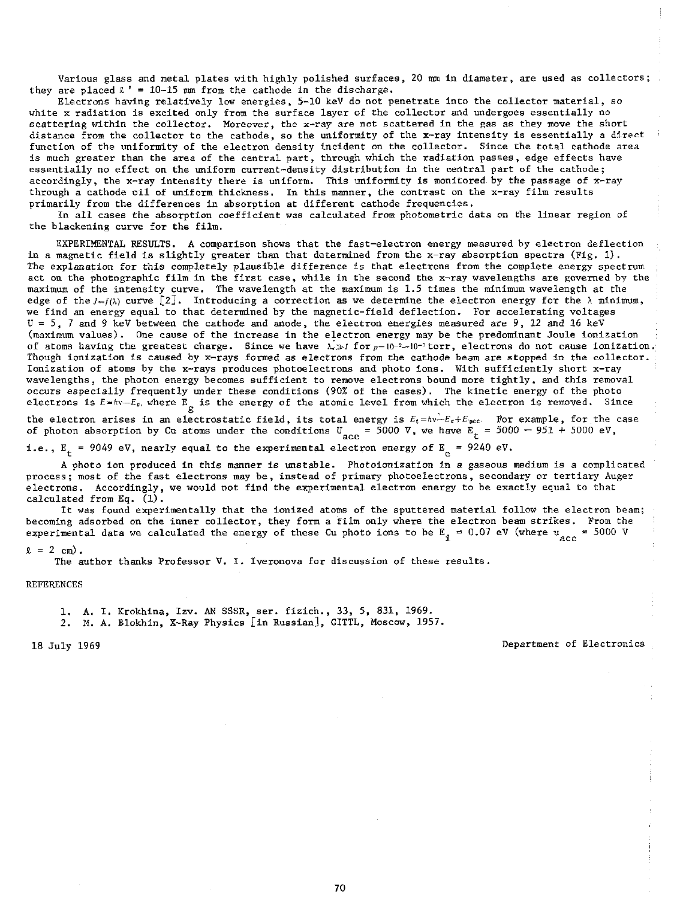Various glass and metal plates with highly polished surfaces, 20 mm in diameter, are used as collectors; they are placed $\ell' = 10$–$15$ mm from the cathode in the discharge.

Electrons having relatively low energies, 5–10 keV do not penetrate into the collector material, so white x radiation is excited only from the surface layer of the collector and undergoes essentially no scattering within the collector. Moreover, the x-ray are not scattered in the gas as they move the short distance from the collector to the cathode, so the uniformity of the x-ray intensity is essentially a direct function of the uniformity of the electron density incident on the collector. Since the total cathode area is much greater than the area of the central part, through which the radiation passes, edge effects have essentially no effect on the uniform current-density distribution in the central part of the cathode; accordingly, the x-ray intensity there is uniform. This uniformity is monitored by the passage of x-ray through a cathode oil of uniform thickness. In this manner, the contrast on the x-ray film results primarily from the differences in absorption at different cathode frequencies.

In all cases the absorption coefficient was calculated from photometric data on the linear region of the blackening curve for the film.

EXPERIMENTAL RESULTS. A comparison shows that the fast-electron energy measured by electron deflection in a magnetic field is slightly greater than that determined from the x-ray absorption spectra (Fig. 1). The explanation for this completely plausible difference is that electrons from the complete energy spectrum act on the photographic film in the first case, while in the second the x-ray wavelengths are governed by the maximum of the intensity curve. The wavelength at the maximum is 1.5 times the minimum wavelength at the edge of the $J = f(\lambda)$ curve [2]. Introducing a correction as we determine the electron energy for the $\lambda$ minimum, we find an energy equal to that determined by the magnetic-field deflection. For accelerating voltages $U = 5$, 7 and 9 keV between the cathode and anode, the electron energies measured are 9, 12 and 16 keV (maximum values). One cause of the increase in the electron energy may be the predominant Joule ionization of atoms having the greatest charge. Since we have $\lambda_e \gg l$ for $p = 10^{-2}$–$10^{-3}$ torr, electrons do not cause ionization. Though ionization is caused by x-rays formed as electrons from the cathode beam are stopped in the collector. Ionization of atoms by the x-rays produces photoelectrons and photo ions. With sufficiently short x-ray wavelengths, the photon energy becomes sufficient to remove electrons bound more tightly, and this removal occurs especially frequently under these conditions (90% of the cases). The kinetic energy of the photo electrons is $E = h\nu - E_g$, where $E_g$ is the energy of the atomic level from which the electron is removed. Since the electron arises in an electrostatic field, its total energy is $E_t = h\nu - E_g + E_{acc}$. For example, for the case of photon absorption by Cu atoms under the conditions $U_{acc} = 5000$ V, we have $E_t = 5000 - 951 + 5000$ eV, i.e., $E_t = 9049$ eV, nearly equal to the experimental electron energy of $E_e = 9240$ eV.

A photo ion produced in this manner is unstable. Photoionization in a gaseous medium is a complicated process; most of the fast electrons may be, instead of primary photoelectrons, secondary or tertiary Auger electrons. Accordingly, we would not find the experimental electron energy to be exactly equal to that calculated from Eq. (1).

It was found experimentally that the ionized atoms of the sputtered material follow the electron beam; becoming adsorbed on the inner collector, they form a film only where the electron beam strikes. From the experimental data we calculated the energy of these Cu photo ions to be $E_i = 0.07$ eV (where $u_{acc} = 5000$ V $\ell = 2$ cm).

The author thanks Professor V. I. Iveronova for discussion of these results.

REFERENCES

1. A. I. Krokhina, Izv. AN SSSR, ser. fizich., 33, 5, 831, 1969.
2. M. A. Blokhin, X-Ray Physics [in Russian], GITTL, Moscow, 1957.

18 July 1969 — Department of Electronics